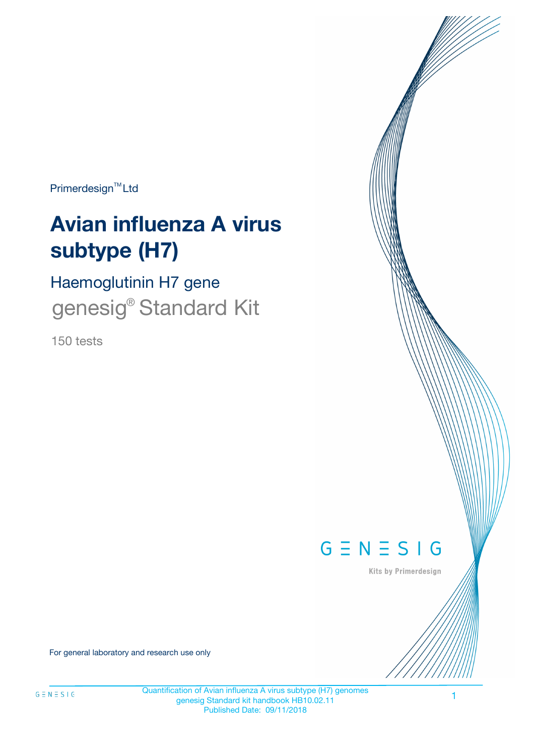Primerdesign™ Ltd

# Avian influenza A virus subtype (H7)

## Haemoglutinin H7 gene

## genesig® Standard Kit

150 tests

GENESIG

Kits by Primerdesign

For general laboratory and research use only

Quantification of Avian influenza A virus subtype (H7) genomes
genesig Standard kit handbook HB10.02.11
Published Date: 09/11/2018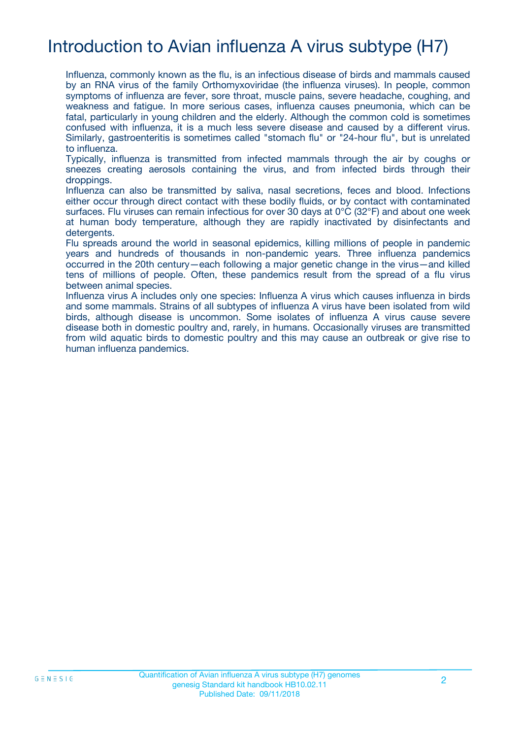# Introduction to Avian influenza A virus subtype (H7)

Influenza, commonly known as the flu, is an infectious disease of birds and mammals caused by an RNA virus of the family Orthomyxoviridae (the influenza viruses). In people, common symptoms of influenza are fever, sore throat, muscle pains, severe headache, coughing, and weakness and fatigue. In more serious cases, influenza causes pneumonia, which can be fatal, particularly in young children and the elderly. Although the common cold is sometimes confused with influenza, it is a much less severe disease and caused by a different virus. Similarly, gastroenteritis is sometimes called "stomach flu" or "24-hour flu", but is unrelated to influenza.

Typically, influenza is transmitted from infected mammals through the air by coughs or sneezes creating aerosols containing the virus, and from infected birds through their droppings.

Influenza can also be transmitted by saliva, nasal secretions, feces and blood. Infections either occur through direct contact with these bodily fluids, or by contact with contaminated surfaces. Flu viruses can remain infectious for over 30 days at 0°C (32°F) and about one week at human body temperature, although they are rapidly inactivated by disinfectants and detergents.

Flu spreads around the world in seasonal epidemics, killing millions of people in pandemic years and hundreds of thousands in non-pandemic years. Three influenza pandemics occurred in the 20th century—each following a major genetic change in the virus—and killed tens of millions of people. Often, these pandemics result from the spread of a flu virus between animal species.

Influenza virus A includes only one species: Influenza A virus which causes influenza in birds and some mammals. Strains of all subtypes of influenza A virus have been isolated from wild birds, although disease is uncommon. Some isolates of influenza A virus cause severe disease both in domestic poultry and, rarely, in humans. Occasionally viruses are transmitted from wild aquatic birds to domestic poultry and this may cause an outbreak or give rise to human influenza pandemics.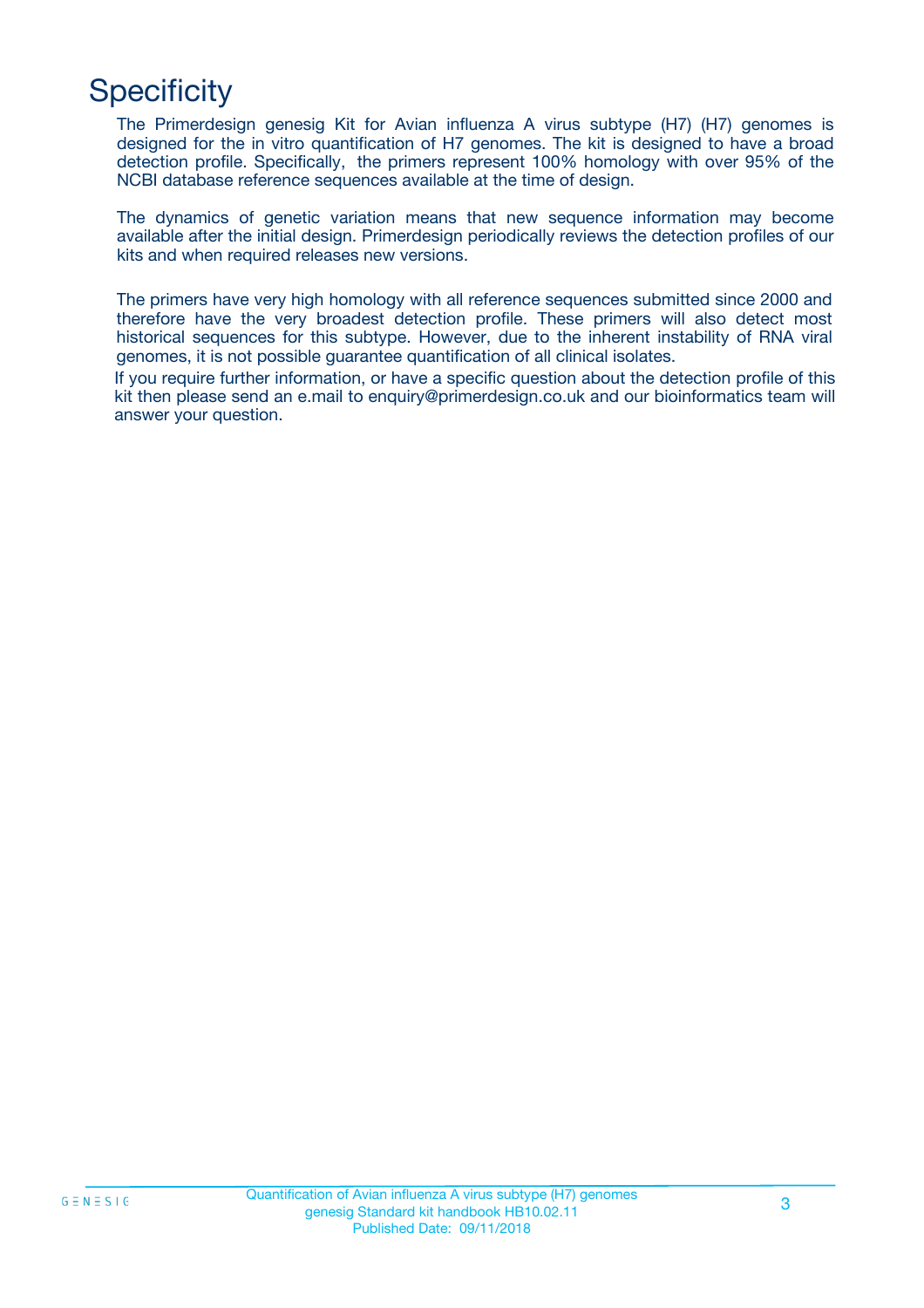# Specificity

The Primerdesign genesig Kit for Avian influenza A virus subtype (H7) (H7) genomes is designed for the in vitro quantification of H7 genomes. The kit is designed to have a broad detection profile. Specifically, the primers represent 100% homology with over 95% of the NCBI database reference sequences available at the time of design.

The dynamics of genetic variation means that new sequence information may become available after the initial design. Primerdesign periodically reviews the detection profiles of our kits and when required releases new versions.

The primers have very high homology with all reference sequences submitted since 2000 and therefore have the very broadest detection profile. These primers will also detect most historical sequences for this subtype. However, due to the inherent instability of RNA viral genomes, it is not possible guarantee quantification of all clinical isolates.

If you require further information, or have a specific question about the detection profile of this kit then please send an e.mail to enquiry@primerdesign.co.uk and our bioinformatics team will answer your question.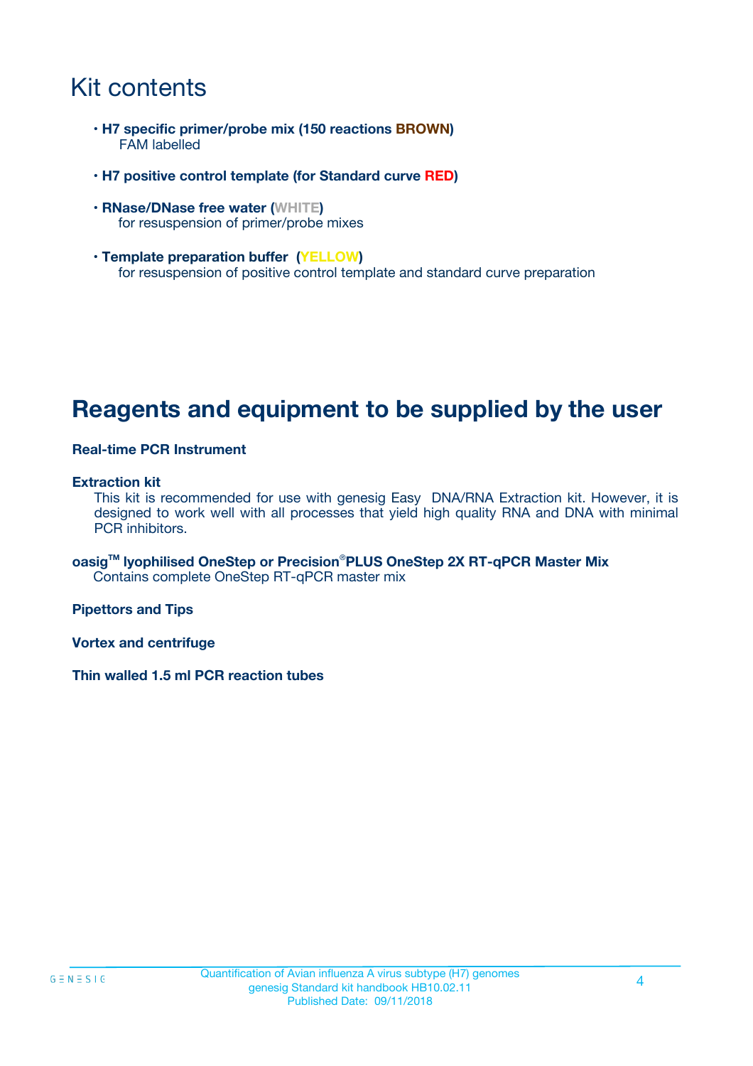# Kit contents

- **H7 specific primer/probe mix (150 reactions BROWN)**
  FAM labelled

- **H7 positive control template (for Standard curve RED)**

- **RNase/DNase free water (WHITE)**
  for resuspension of primer/probe mixes

- **Template preparation buffer (YELLOW)**
  for resuspension of positive control template and standard curve preparation

# Reagents and equipment to be supplied by the user

**Real-time PCR Instrument**

**Extraction kit**
This kit is recommended for use with genesig Easy DNA/RNA Extraction kit. However, it is designed to work well with all processes that yield high quality RNA and DNA with minimal PCR inhibitors.

**oasig™ lyophilised OneStep or Precision®PLUS OneStep 2X RT-qPCR Master Mix**
Contains complete OneStep RT-qPCR master mix

**Pipettors and Tips**

**Vortex and centrifuge**

**Thin walled 1.5 ml PCR reaction tubes**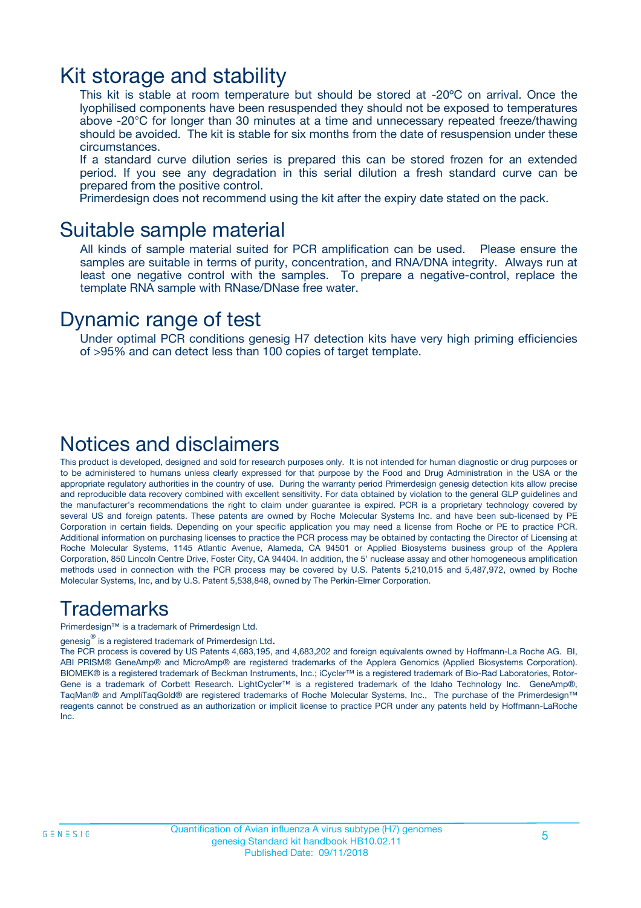# Kit storage and stability

This kit is stable at room temperature but should be stored at -20ºC on arrival. Once the lyophilised components have been resuspended they should not be exposed to temperatures above -20°C for longer than 30 minutes at a time and unnecessary repeated freeze/thawing should be avoided. The kit is stable for six months from the date of resuspension under these circumstances.

If a standard curve dilution series is prepared this can be stored frozen for an extended period. If you see any degradation in this serial dilution a fresh standard curve can be prepared from the positive control.

Primerdesign does not recommend using the kit after the expiry date stated on the pack.

# Suitable sample material

All kinds of sample material suited for PCR amplification can be used. Please ensure the samples are suitable in terms of purity, concentration, and RNA/DNA integrity. Always run at least one negative control with the samples. To prepare a negative-control, replace the template RNA sample with RNase/DNase free water.

# Dynamic range of test

Under optimal PCR conditions genesig H7 detection kits have very high priming efficiencies of >95% and can detect less than 100 copies of target template.

# Notices and disclaimers

This product is developed, designed and sold for research purposes only. It is not intended for human diagnostic or drug purposes or to be administered to humans unless clearly expressed for that purpose by the Food and Drug Administration in the USA or the appropriate regulatory authorities in the country of use. During the warranty period Primerdesign genesig detection kits allow precise and reproducible data recovery combined with excellent sensitivity. For data obtained by violation to the general GLP guidelines and the manufacturer's recommendations the right to claim under guarantee is expired. PCR is a proprietary technology covered by several US and foreign patents. These patents are owned by Roche Molecular Systems Inc. and have been sub-licensed by PE Corporation in certain fields. Depending on your specific application you may need a license from Roche or PE to practice PCR. Additional information on purchasing licenses to practice the PCR process may be obtained by contacting the Director of Licensing at Roche Molecular Systems, 1145 Atlantic Avenue, Alameda, CA 94501 or Applied Biosystems business group of the Applera Corporation, 850 Lincoln Centre Drive, Foster City, CA 94404. In addition, the 5' nuclease assay and other homogeneous amplification methods used in connection with the PCR process may be covered by U.S. Patents 5,210,015 and 5,487,972, owned by Roche Molecular Systems, Inc, and by U.S. Patent 5,538,848, owned by The Perkin-Elmer Corporation.

# Trademarks

Primerdesign™ is a trademark of Primerdesign Ltd.

genesig® is a registered trademark of Primerdesign Ltd.

The PCR process is covered by US Patents 4,683,195, and 4,683,202 and foreign equivalents owned by Hoffmann-La Roche AG. BI, ABI PRISM® GeneAmp® and MicroAmp® are registered trademarks of the Applera Genomics (Applied Biosystems Corporation). BIOMEK® is a registered trademark of Beckman Instruments, Inc.; iCycler™ is a registered trademark of Bio-Rad Laboratories, Rotor-Gene is a trademark of Corbett Research. LightCycler™ is a registered trademark of the Idaho Technology Inc. GeneAmp®, TaqMan® and AmpliTaqGold® are registered trademarks of Roche Molecular Systems, Inc., The purchase of the Primerdesign™ reagents cannot be construed as an authorization or implicit license to practice PCR under any patents held by Hoffmann-LaRoche Inc.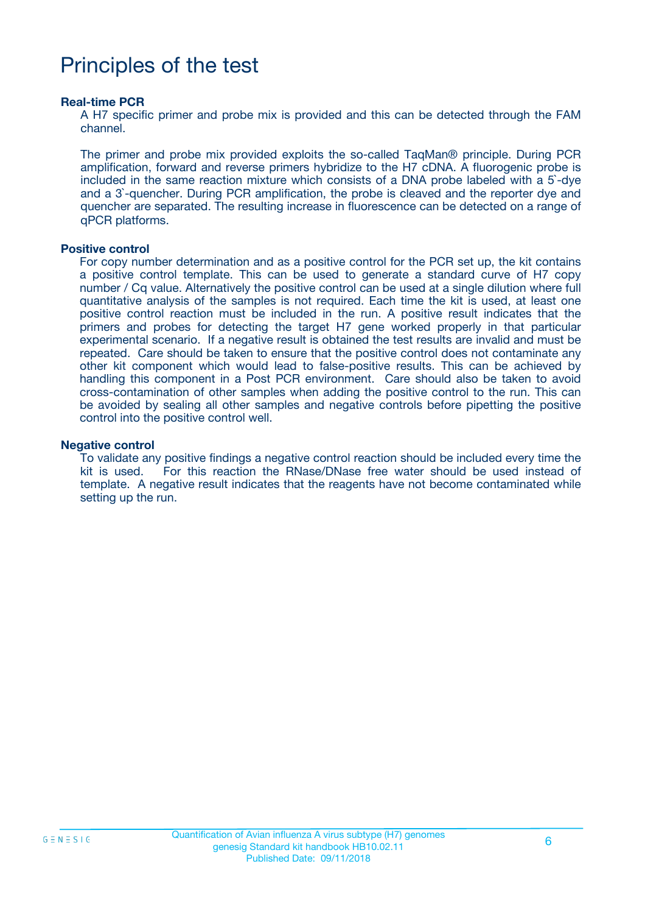# Principles of the test

**Real-time PCR**

A H7 specific primer and probe mix is provided and this can be detected through the FAM channel.

The primer and probe mix provided exploits the so-called TaqMan® principle. During PCR amplification, forward and reverse primers hybridize to the H7 cDNA. A fluorogenic probe is included in the same reaction mixture which consists of a DNA probe labeled with a 5`-dye and a 3`-quencher. During PCR amplification, the probe is cleaved and the reporter dye and quencher are separated. The resulting increase in fluorescence can be detected on a range of qPCR platforms.

**Positive control**

For copy number determination and as a positive control for the PCR set up, the kit contains a positive control template. This can be used to generate a standard curve of H7 copy number / Cq value. Alternatively the positive control can be used at a single dilution where full quantitative analysis of the samples is not required. Each time the kit is used, at least one positive control reaction must be included in the run. A positive result indicates that the primers and probes for detecting the target H7 gene worked properly in that particular experimental scenario. If a negative result is obtained the test results are invalid and must be repeated. Care should be taken to ensure that the positive control does not contaminate any other kit component which would lead to false-positive results. This can be achieved by handling this component in a Post PCR environment. Care should also be taken to avoid cross-contamination of other samples when adding the positive control to the run. This can be avoided by sealing all other samples and negative controls before pipetting the positive control into the positive control well.

**Negative control**

To validate any positive findings a negative control reaction should be included every time the kit is used. For this reaction the RNase/DNase free water should be used instead of template. A negative result indicates that the reagents have not become contaminated while setting up the run.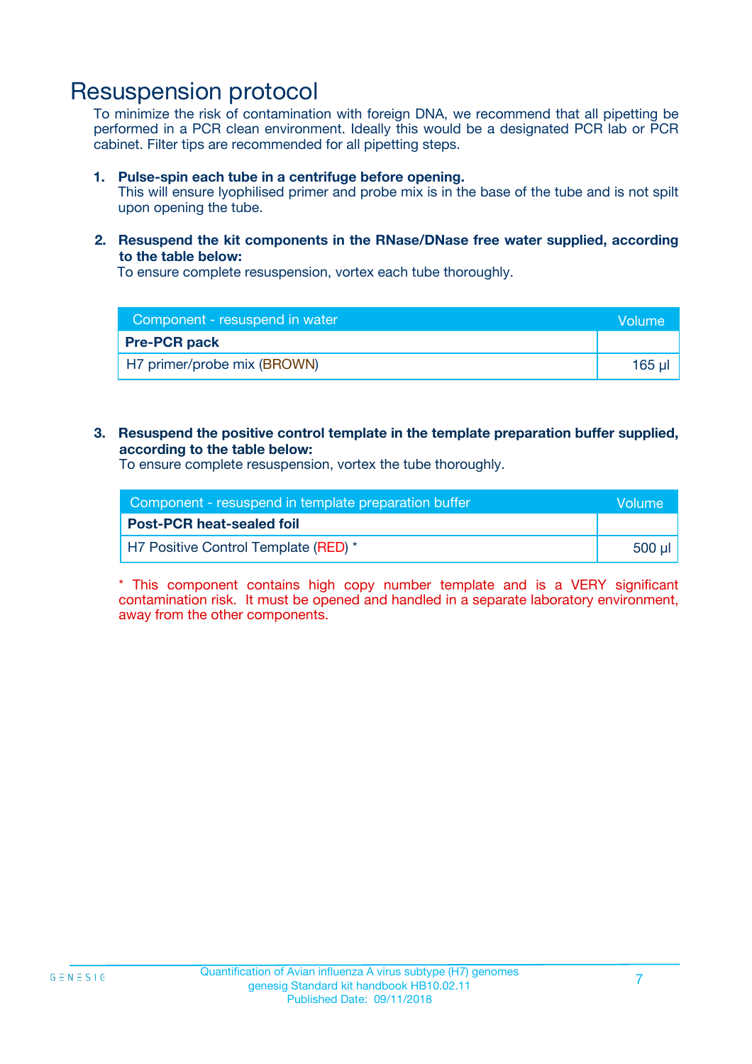# Resuspension protocol

To minimize the risk of contamination with foreign DNA, we recommend that all pipetting be performed in a PCR clean environment. Ideally this would be a designated PCR lab or PCR cabinet. Filter tips are recommended for all pipetting steps.

1. **Pulse-spin each tube in a centrifuge before opening.**
   This will ensure lyophilised primer and probe mix is in the base of the tube and is not spilt upon opening the tube.

2. **Resuspend the kit components in the RNase/DNase free water supplied, according to the table below:**
   To ensure complete resuspension, vortex each tube thoroughly.

| Component - resuspend in water | Volume |
|---|---|
| **Pre-PCR pack** | |
| H7 primer/probe mix (BROWN) | 165 µl |

3. **Resuspend the positive control template in the template preparation buffer supplied, according to the table below:**
   To ensure complete resuspension, vortex the tube thoroughly.

| Component - resuspend in template preparation buffer | Volume |
|---|---|
| **Post-PCR heat-sealed foil** | |
| H7 Positive Control Template (RED) * | 500 µl |

* This component contains high copy number template and is a VERY significant contamination risk. It must be opened and handled in a separate laboratory environment, away from the other components.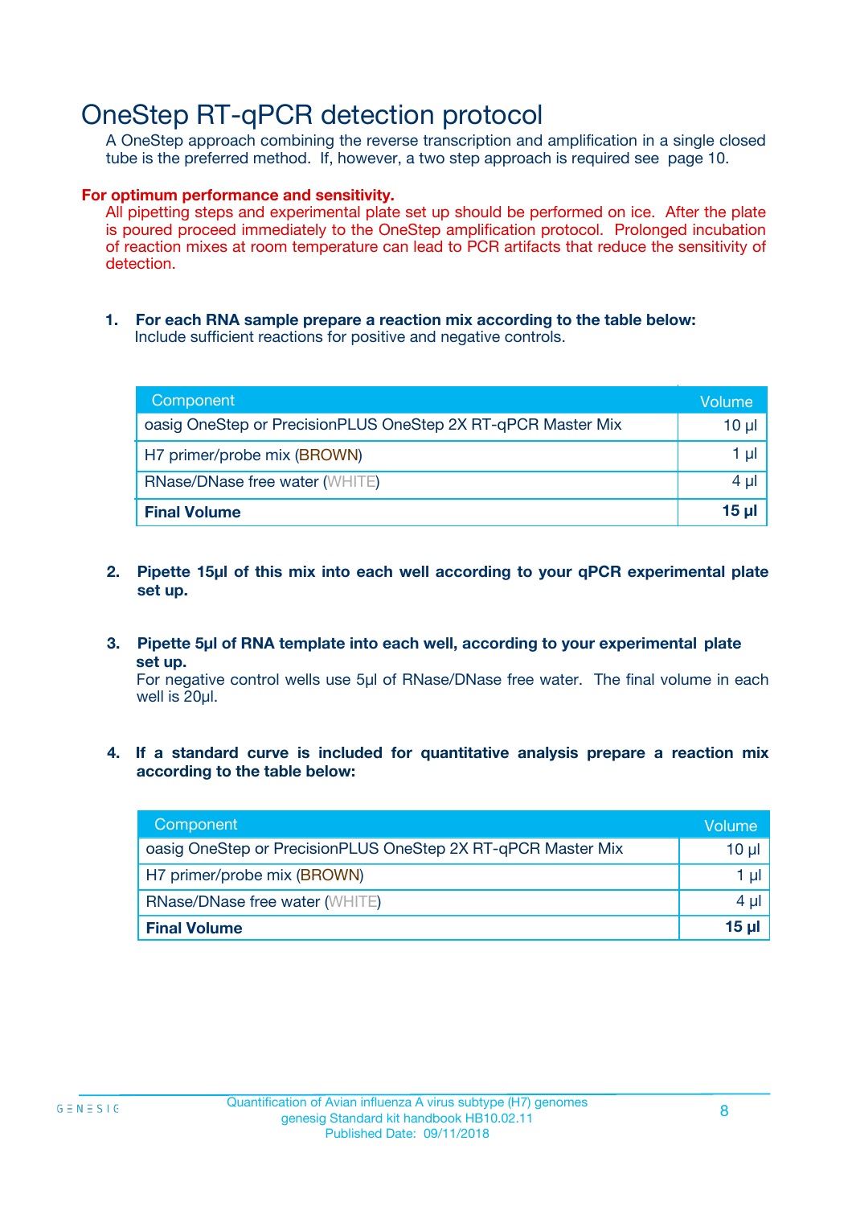# OneStep RT-qPCR detection protocol

A OneStep approach combining the reverse transcription and amplification in a single closed tube is the preferred method. If, however, a two step approach is required see page 10.

**For optimum performance and sensitivity.**

All pipetting steps and experimental plate set up should be performed on ice. After the plate is poured proceed immediately to the OneStep amplification protocol. Prolonged incubation of reaction mixes at room temperature can lead to PCR artifacts that reduce the sensitivity of detection.

1. **For each RNA sample prepare a reaction mix according to the table below:**
   Include sufficient reactions for positive and negative controls.

| Component | Volume |
|---|---|
| oasig OneStep or PrecisionPLUS OneStep 2X RT-qPCR Master Mix | 10 µl |
| H7 primer/probe mix (BROWN) | 1 µl |
| RNase/DNase free water (WHITE) | 4 µl |
| **Final Volume** | **15 µl** |

2. **Pipette 15µl of this mix into each well according to your qPCR experimental plate set up.**

3. **Pipette 5µl of RNA template into each well, according to your experimental plate set up.**
   For negative control wells use 5µl of RNase/DNase free water. The final volume in each well is 20µl.

4. **If a standard curve is included for quantitative analysis prepare a reaction mix according to the table below:**

| Component | Volume |
|---|---|
| oasig OneStep or PrecisionPLUS OneStep 2X RT-qPCR Master Mix | 10 µl |
| H7 primer/probe mix (BROWN) | 1 µl |
| RNase/DNase free water (WHITE) | 4 µl |
| **Final Volume** | **15 µl** |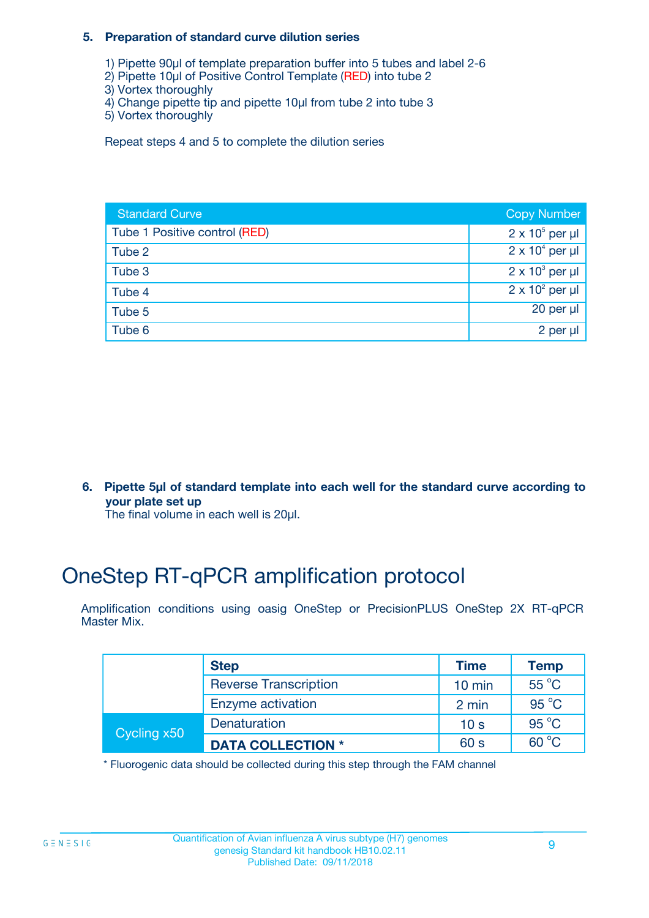**5. Preparation of standard curve dilution series**

1) Pipette 90µl of template preparation buffer into 5 tubes and label 2-6
2) Pipette 10µl of Positive Control Template (RED) into tube 2
3) Vortex thoroughly
4) Change pipette tip and pipette 10µl from tube 2 into tube 3
5) Vortex thoroughly

Repeat steps 4 and 5 to complete the dilution series

| Standard Curve | Copy Number |
|---|---|
| Tube 1 Positive control (RED) | $2 \times 10^5$ per µl |
| Tube 2 | $2 \times 10^4$ per µl |
| Tube 3 | $2 \times 10^3$ per µl |
| Tube 4 | $2 \times 10^2$ per µl |
| Tube 5 | 20 per µl |
| Tube 6 | 2 per µl |

**6. Pipette 5µl of standard template into each well for the standard curve according to your plate set up**
The final volume in each well is 20µl.

# OneStep RT-qPCR amplification protocol

Amplification conditions using oasig OneStep or PrecisionPLUS OneStep 2X RT-qPCR Master Mix.

| | Step | Time | Temp |
|---|---|---|---|
| | Reverse Transcription | 10 min | 55 °C |
| | Enzyme activation | 2 min | 95 °C |
| Cycling x50 | Denaturation | 10 s | 95 °C |
| | **DATA COLLECTION *** | 60 s | 60 °C |

* Fluorogenic data should be collected during this step through the FAM channel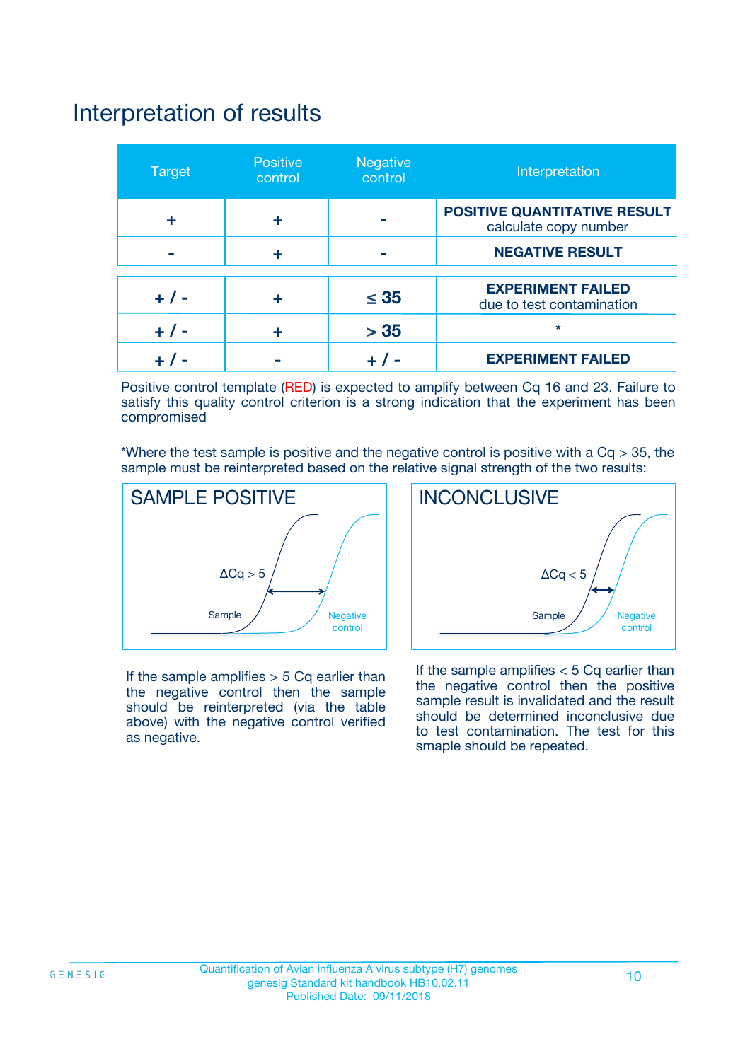# Interpretation of results

| Target | Positive control | Negative control | Interpretation |
|---|---|---|---|
| + | + | - | **POSITIVE QUANTITATIVE RESULT** calculate copy number |
| - | + | - | **NEGATIVE RESULT** |
| + / - | + | ≤ 35 | **EXPERIMENT FAILED** due to test contamination |
| + / - | + | > 35 | * |
| + / - | - | + / - | **EXPERIMENT FAILED** |

Positive control template (RED) is expected to amplify between Cq 16 and 23. Failure to satisfy this quality control criterion is a strong indication that the experiment has been compromised

*Where the test sample is positive and the negative control is positive with a Cq > 35, the sample must be reinterpreted based on the relative signal strength of the two results:

SAMPLE POSITIVE

ΔCq > 5

Sample

Negative control

If the sample amplifies > 5 Cq earlier than the negative control then the sample should be reinterpreted (via the table above) with the negative control verified as negative.

INCONCLUSIVE

ΔCq < 5

Sample

Negative control

If the sample amplifies < 5 Cq earlier than the negative control then the positive sample result is invalidated and the result should be determined inconclusive due to test contamination. The test for this smaple should be repeated.